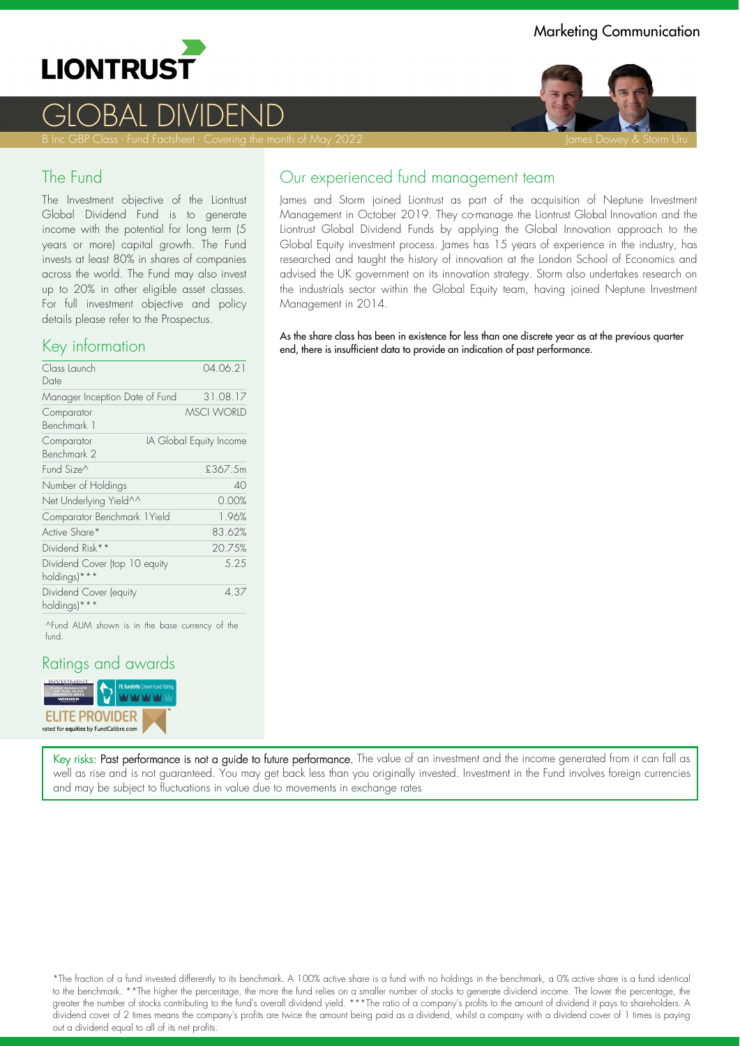Marketing Communication

LIONTRUST

# GLOBAL DIVIDEND

B Inc GBP Class - Fund Factsheet - Covering the month of May 2022

James Dowey & Storm Uru

## The Fund

The Investment objective of the Liontrust Global Dividend Fund is to generate income with the potential for long term (5 years or more) capital growth. The Fund invests at least 80% in shares of companies across the world. The Fund may also invest up to 20% in other eligible asset classes. For full investment objective and policy details please refer to the Prospectus.

## Key information

| | |
|---|---|
| Class Launch Date | 04.06.21 |
| Manager Inception Date of Fund | 31.08.17 |
| Comparator Benchmark 1 | MSCI WORLD |
| Comparator Benchmark 2 | IA Global Equity Income |
| Fund Size^ | £367.5m |
| Number of Holdings | 40 |
| Net Underlying Yield^^ | 0.00% |
| Comparator Benchmark 1Yield | 1.96% |
| Active Share* | 83.62% |
| Dividend Risk** | 20.75% |
| Dividend Cover (top 10 equity holdings)*** | 5.25 |
| Dividend Cover (equity holdings)*** | 4.37 |

^Fund AUM shown is in the base currency of the fund.

## Ratings and awards

INVESTMENT FUND MANAGER OF THE YEAR AWARDS 2021 WINNER

FE fundinfo Crown Fund Rating

ELITE PROVIDER rated for equities by FundCalibre.com

## Our experienced fund management team

James and Storm joined Liontrust as part of the acquisition of Neptune Investment Management in October 2019. They co-manage the Liontrust Global Innovation and the Liontrust Global Dividend Funds by applying the Global Innovation approach to the Global Equity investment process. James has 15 years of experience in the industry, has researched and taught the history of innovation at the London School of Economics and advised the UK government on its innovation strategy. Storm also undertakes research on the industrials sector within the Global Equity team, having joined Neptune Investment Management in 2014.

As the share class has been in existence for less than one discrete year as at the previous quarter end, there is insufficient data to provide an indication of past performance.

Key risks: Past performance is not a guide to future performance. The value of an investment and the income generated from it can fall as well as rise and is not guaranteed. You may get back less than you originally invested. Investment in the Fund involves foreign currencies and may be subject to fluctuations in value due to movements in exchange rates

*The fraction of a fund invested differently to its benchmark. A 100% active share is a fund with no holdings in the benchmark, a 0% active share is a fund identical to the benchmark. **The higher the percentage, the more the fund relies on a smaller number of stocks to generate dividend income. The lower the percentage, the greater the number of stocks contributing to the fund's overall dividend yield. ***The ratio of a company's profits to the amount of dividend it pays to shareholders. A dividend cover of 2 times means the company's profits are twice the amount being paid as a dividend, whilst a company with a dividend cover of 1 times is paying out a dividend equal to all of its net profits.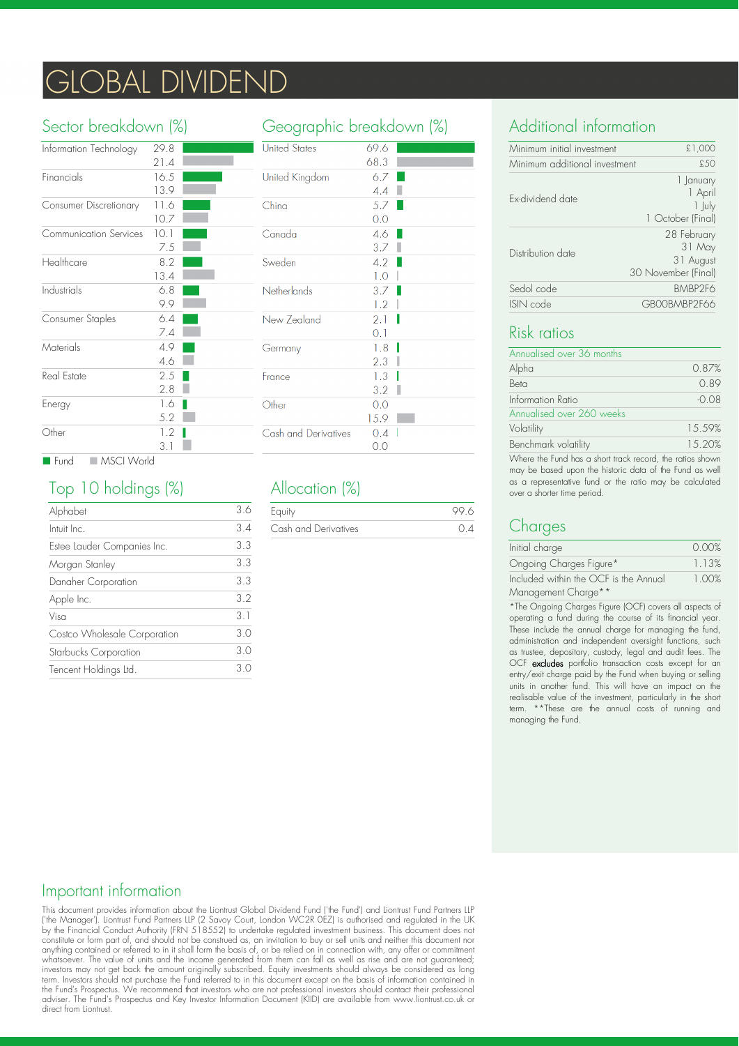# GLOBAL DIVIDEND

## Sector breakdown (%)

| | Fund | MSCI World |
|---|---|---|
| Information Technology | 29.8 | 21.4 |
| Financials | 16.5 | 13.9 |
| Consumer Discretionary | 11.6 | 10.7 |
| Communication Services | 10.1 | 7.5 |
| Healthcare | 8.2 | 13.4 |
| Industrials | 6.8 | 9.9 |
| Consumer Staples | 6.4 | 7.4 |
| Materials | 4.9 | 4.6 |
| Real Estate | 2.5 | 2.8 |
| Energy | 1.6 | 5.2 |
| Other | 1.2 | 3.1 |

■ Fund ■ MSCI World

## Geographic breakdown (%)

| | Fund | MSCI World |
|---|---|---|
| United States | 69.6 | 68.3 |
| United Kingdom | 6.7 | 4.4 |
| China | 5.7 | 0.0 |
| Canada | 4.6 | 3.7 |
| Sweden | 4.2 | 1.0 |
| Netherlands | 3.7 | 1.2 |
| New Zealand | 2.1 | 0.1 |
| Germany | 1.8 | 2.3 |
| France | 1.3 | 3.2 |
| Other | 0.0 | 15.9 |
| Cash and Derivatives | 0.4 | 0.0 |

## Top 10 holdings (%)

| | |
|---|---|
| Alphabet | 3.6 |
| Intuit Inc. | 3.4 |
| Estee Lauder Companies Inc. | 3.3 |
| Morgan Stanley | 3.3 |
| Danaher Corporation | 3.3 |
| Apple Inc. | 3.2 |
| Visa | 3.1 |
| Costco Wholesale Corporation | 3.0 |
| Starbucks Corporation | 3.0 |
| Tencent Holdings Ltd. | 3.0 |

## Allocation (%)

| | |
|---|---|
| Equity | 99.6 |
| Cash and Derivatives | 0.4 |

## Additional information

| | |
|---|---|
| Minimum initial investment | £1,000 |
| Minimum additional investment | £50 |
| Ex-dividend date | 1 January<br>1 April<br>1 July<br>1 October (Final) |
| Distribution date | 28 February<br>31 May<br>31 August<br>30 November (Final) |
| Sedol code | BMBP2F6 |
| ISIN code | GB00BMBP2F66 |

## Risk ratios

| | |
|---|---|
| *Annualised over 36 months* | |
| Alpha | 0.87% |
| Beta | 0.89 |
| Information Ratio | -0.08 |
| *Annualised over 260 weeks* | |
| Volatility | 15.59% |
| Benchmark volatility | 15.20% |

Where the Fund has a short track record, the ratios shown may be based upon the historic data of the Fund as well as a representative fund or the ratio may be calculated over a shorter time period.

## Charges

| | |
|---|---|
| Initial charge | 0.00% |
| Ongoing Charges Figure* | 1.13% |
| Included within the OCF is the Annual Management Charge** | 1.00% |

*The Ongoing Charges Figure (OCF) covers all aspects of operating a fund during the course of its financial year. These include the annual charge for managing the fund, administration and independent oversight functions, such as trustee, depository, custody, legal and audit fees. The OCF **excludes** portfolio transaction costs except for an entry/exit charge paid by the Fund when buying or selling units in another fund. This will have an impact on the realisable value of the investment, particularly in the short term. **These are the annual costs of running and managing the Fund.

## Important information

This document provides information about the Liontrust Global Dividend Fund ('the Fund') and Liontrust Fund Partners LLP ('the Manager'). Liontrust Fund Partners LLP (2 Savoy Court, London WC2R 0EZ) is authorised and regulated in the UK by the Financial Conduct Authority (FRN 518552) to undertake regulated investment business. This document does not constitute or form part of, and should not be construed as, an invitation to buy or sell units and neither this document nor anything contained or referred to in it shall form the basis of, or be relied on in connection with, any offer or commitment whatsoever. The value of units and the income generated from them can fall as well as rise and are not guaranteed; investors may not get back the amount originally subscribed. Equity investments should always be considered as long term. Investors should not purchase the Fund referred to in this document except on the basis of information contained in the Fund's Prospectus. We recommend that investors who are not professional investors should contact their professional adviser. The Fund's Prospectus and Key Investor Information Document (KIID) are available from www.liontrust.co.uk or direct from Liontrust.